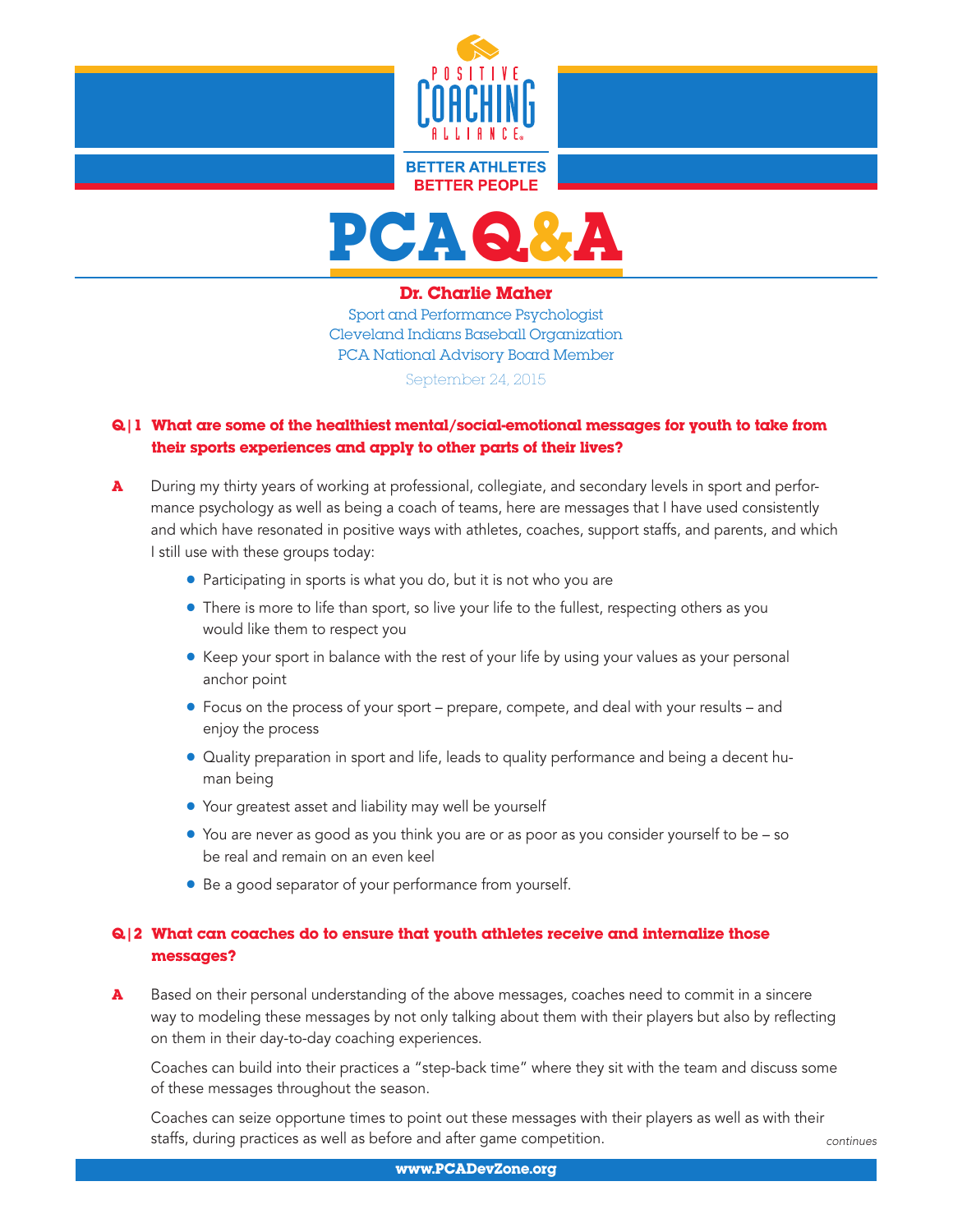POSITIVE COACHING ALLIANCE

BETTER ATHLETES
BETTER PEOPLE

# PCA Q&A

**Dr. Charlie Maher**
Sport and Performance Psychologist
Cleveland Indians Baseball Organization
PCA National Advisory Board Member

September 24, 2015

### Q|1 What are some of the healthiest mental/social-emotional messages for youth to take from their sports experiences and apply to other parts of their lives?

**A** During my thirty years of working at professional, collegiate, and secondary levels in sport and performance psychology as well as being a coach of teams, here are messages that I have used consistently and which have resonated in positive ways with athletes, coaches, support staffs, and parents, and which I still use with these groups today:

- Participating in sports is what you do, but it is not who you are
- There is more to life than sport, so live your life to the fullest, respecting others as you would like them to respect you
- Keep your sport in balance with the rest of your life by using your values as your personal anchor point
- Focus on the process of your sport – prepare, compete, and deal with your results – and enjoy the process
- Quality preparation in sport and life, leads to quality performance and being a decent human being
- Your greatest asset and liability may well be yourself
- You are never as good as you think you are or as poor as you consider yourself to be – so be real and remain on an even keel
- Be a good separator of your performance from yourself.

### Q|2 What can coaches do to ensure that youth athletes receive and internalize those messages?

**A** Based on their personal understanding of the above messages, coaches need to commit in a sincere way to modeling these messages by not only talking about them with their players but also by reflecting on them in their day-to-day coaching experiences.

Coaches can build into their practices a "step-back time" where they sit with the team and discuss some of these messages throughout the season.

Coaches can seize opportune times to point out these messages with their players as well as with their staffs, during practices as well as before and after game competition.

*continues*

www.PCADevZone.org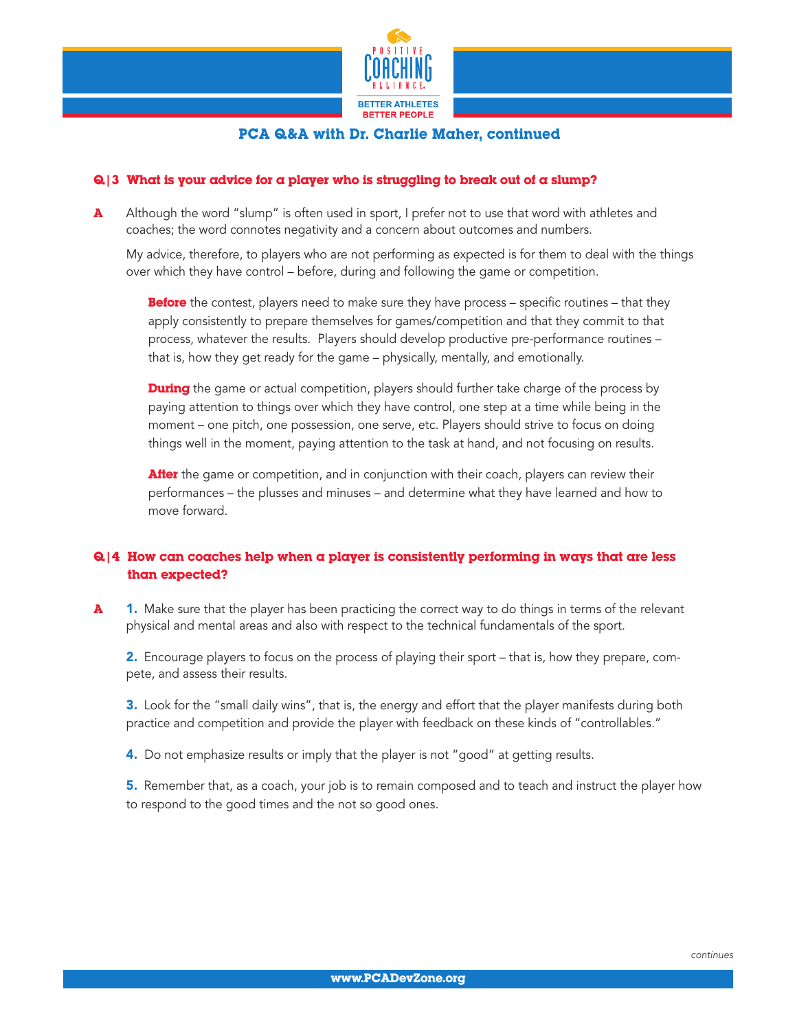## PCA Q&A with Dr. Charlie Maher, continued

**Q|3 What is your advice for a player who is struggling to break out of a slump?**

**A** Although the word "slump" is often used in sport, I prefer not to use that word with athletes and coaches; the word connotes negativity and a concern about outcomes and numbers.

My advice, therefore, to players who are not performing as expected is for them to deal with the things over which they have control – before, during and following the game or competition.

**Before** the contest, players need to make sure they have process – specific routines – that they apply consistently to prepare themselves for games/competition and that they commit to that process, whatever the results. Players should develop productive pre-performance routines – that is, how they get ready for the game – physically, mentally, and emotionally.

**During** the game or actual competition, players should further take charge of the process by paying attention to things over which they have control, one step at a time while being in the moment – one pitch, one possession, one serve, etc. Players should strive to focus on doing things well in the moment, paying attention to the task at hand, and not focusing on results.

**After** the game or competition, and in conjunction with their coach, players can review their performances – the plusses and minuses – and determine what they have learned and how to move forward.

**Q|4 How can coaches help when a player is consistently performing in ways that are less than expected?**

**A**

**1.** Make sure that the player has been practicing the correct way to do things in terms of the relevant physical and mental areas and also with respect to the technical fundamentals of the sport.

**2.** Encourage players to focus on the process of playing their sport – that is, how they prepare, compete, and assess their results.

**3.** Look for the "small daily wins", that is, the energy and effort that the player manifests during both practice and competition and provide the player with feedback on these kinds of "controllables."

**4.** Do not emphasize results or imply that the player is not "good" at getting results.

**5.** Remember that, as a coach, your job is to remain composed and to teach and instruct the player how to respond to the good times and the not so good ones.

*continues*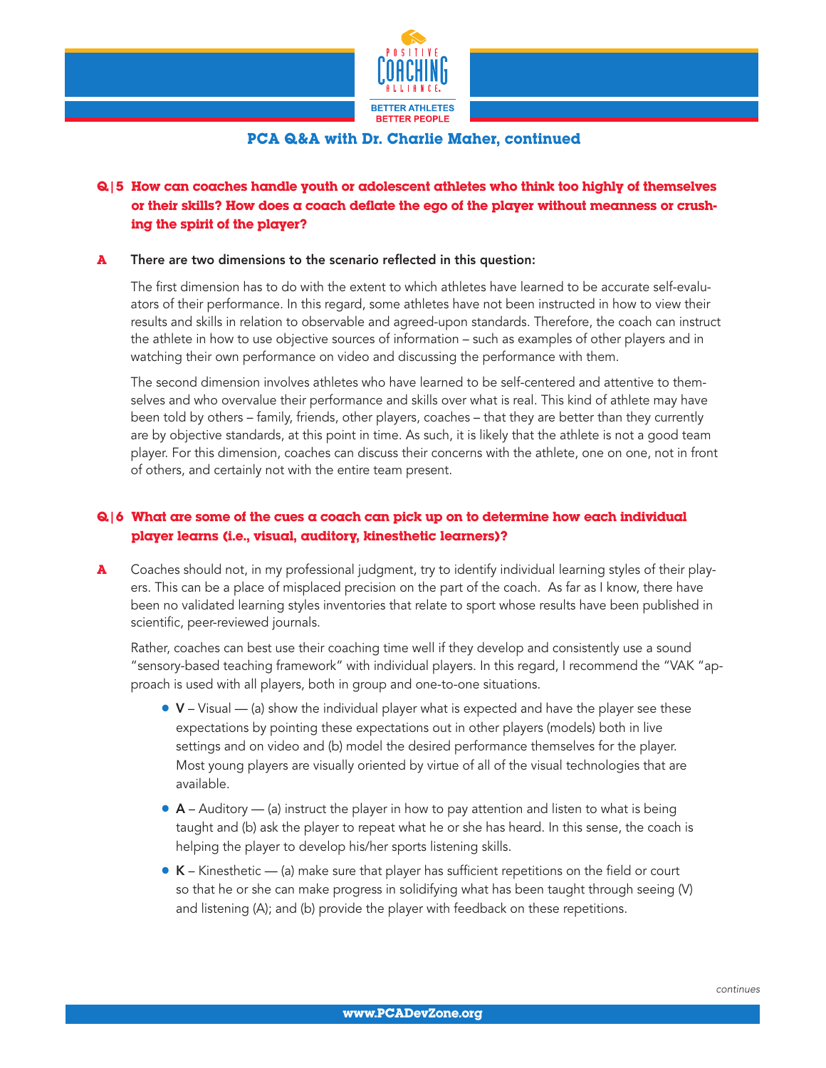## PCA Q&A with Dr. Charlie Maher, continued

**Q|5 How can coaches handle youth or adolescent athletes who think too highly of themselves or their skills? How does a coach deflate the ego of the player without meanness or crushing the spirit of the player?**

**A** **There are two dimensions to the scenario reflected in this question:**

The first dimension has to do with the extent to which athletes have learned to be accurate self-evaluators of their performance. In this regard, some athletes have not been instructed in how to view their results and skills in relation to observable and agreed-upon standards. Therefore, the coach can instruct the athlete in how to use objective sources of information – such as examples of other players and in watching their own performance on video and discussing the performance with them.

The second dimension involves athletes who have learned to be self-centered and attentive to themselves and who overvalue their performance and skills over what is real. This kind of athlete may have been told by others – family, friends, other players, coaches – that they are better than they currently are by objective standards, at this point in time. As such, it is likely that the athlete is not a good team player. For this dimension, coaches can discuss their concerns with the athlete, one on one, not in front of others, and certainly not with the entire team present.

**Q|6 What are some of the cues a coach can pick up on to determine how each individual player learns (i.e., visual, auditory, kinesthetic learners)?**

**A** Coaches should not, in my professional judgment, try to identify individual learning styles of their players. This can be a place of misplaced precision on the part of the coach. As far as I know, there have been no validated learning styles inventories that relate to sport whose results have been published in scientific, peer-reviewed journals.

Rather, coaches can best use their coaching time well if they develop and consistently use a sound "sensory-based teaching framework" with individual players. In this regard, I recommend the "VAK "approach is used with all players, both in group and one-to-one situations.

- **V** – Visual — (a) show the individual player what is expected and have the player see these expectations by pointing these expectations out in other players (models) both in live settings and on video and (b) model the desired performance themselves for the player. Most young players are visually oriented by virtue of all of the visual technologies that are available.
- **A** – Auditory — (a) instruct the player in how to pay attention and listen to what is being taught and (b) ask the player to repeat what he or she has heard. In this sense, the coach is helping the player to develop his/her sports listening skills.
- **K** – Kinesthetic — (a) make sure that player has sufficient repetitions on the field or court so that he or she can make progress in solidifying what has been taught through seeing (V) and listening (A); and (b) provide the player with feedback on these repetitions.

*continues*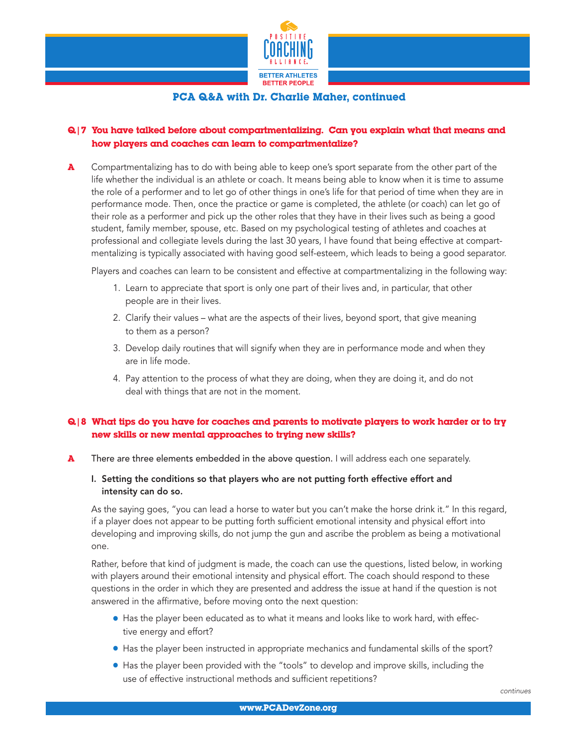## PCA Q&A with Dr. Charlie Maher, continued

**Q|7 You have talked before about compartmentalizing. Can you explain what that means and how players and coaches can learn to compartmentalize?**

**A** Compartmentalizing has to do with being able to keep one's sport separate from the other part of the life whether the individual is an athlete or coach. It means being able to know when it is time to assume the role of a performer and to let go of other things in one's life for that period of time when they are in performance mode. Then, once the practice or game is completed, the athlete (or coach) can let go of their role as a performer and pick up the other roles that they have in their lives such as being a good student, family member, spouse, etc. Based on my psychological testing of athletes and coaches at professional and collegiate levels during the last 30 years, I have found that being effective at compartmentalizing is typically associated with having good self-esteem, which leads to being a good separator.

Players and coaches can learn to be consistent and effective at compartmentalizing in the following way:

1. Learn to appreciate that sport is only one part of their lives and, in particular, that other people are in their lives.
2. Clarify their values – what are the aspects of their lives, beyond sport, that give meaning to them as a person?
3. Develop daily routines that will signify when they are in performance mode and when they are in life mode.
4. Pay attention to the process of what they are doing, when they are doing it, and do not deal with things that are not in the moment.

**Q|8 What tips do you have for coaches and parents to motivate players to work harder or to try new skills or new mental approaches to trying new skills?**

**A** There are three elements embedded in the above question. I will address each one separately.

**I. Setting the conditions so that players who are not putting forth effective effort and intensity can do so.**

As the saying goes, "you can lead a horse to water but you can't make the horse drink it." In this regard, if a player does not appear to be putting forth sufficient emotional intensity and physical effort into developing and improving skills, do not jump the gun and ascribe the problem as being a motivational one.

Rather, before that kind of judgment is made, the coach can use the questions, listed below, in working with players around their emotional intensity and physical effort. The coach should respond to these questions in the order in which they are presented and address the issue at hand if the question is not answered in the affirmative, before moving onto the next question:

- Has the player been educated as to what it means and looks like to work hard, with effective energy and effort?
- Has the player been instructed in appropriate mechanics and fundamental skills of the sport?
- Has the player been provided with the "tools" to develop and improve skills, including the use of effective instructional methods and sufficient repetitions?

*continues*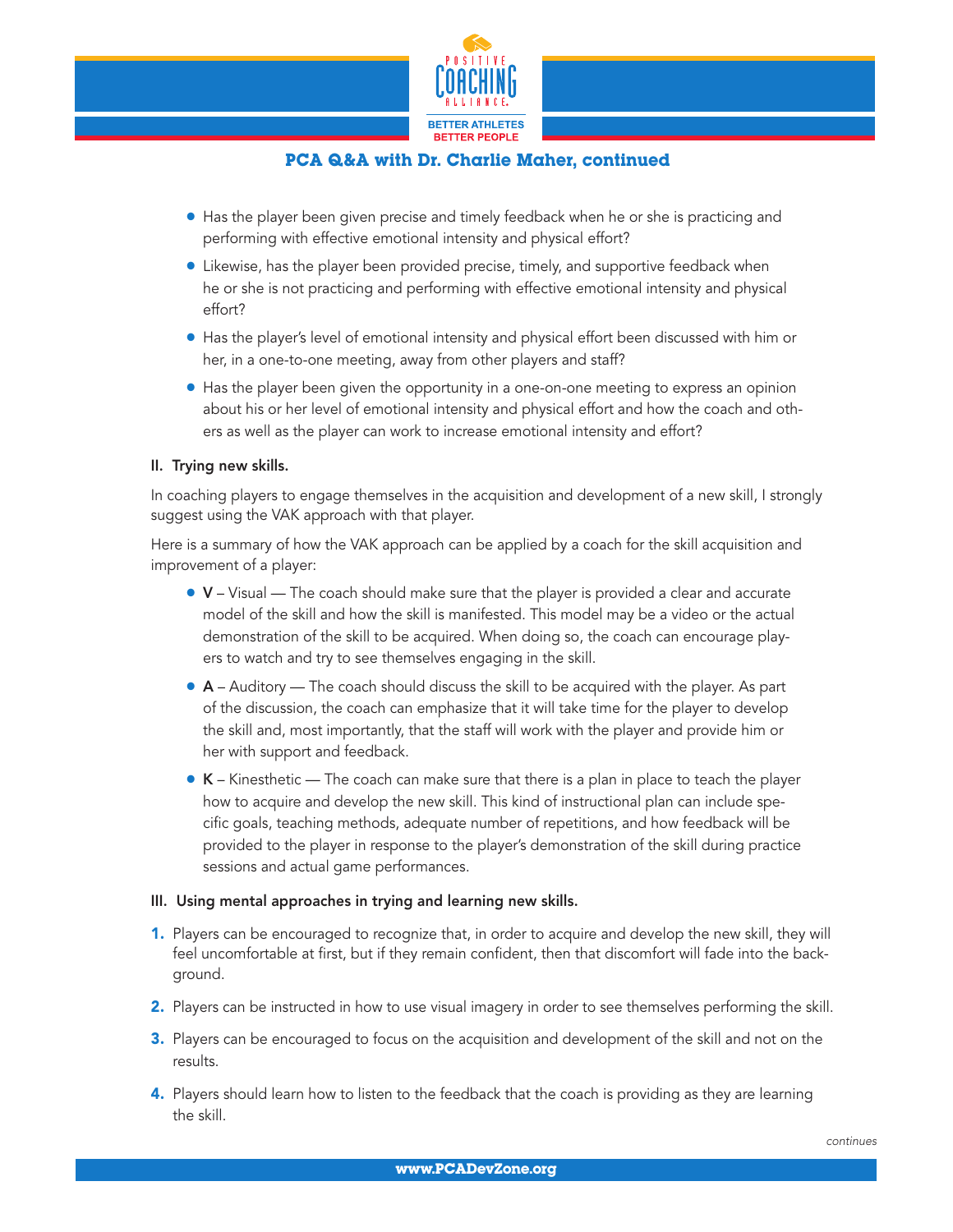## PCA Q&A with Dr. Charlie Maher, continued

- Has the player been given precise and timely feedback when he or she is practicing and performing with effective emotional intensity and physical effort?
- Likewise, has the player been provided precise, timely, and supportive feedback when he or she is not practicing and performing with effective emotional intensity and physical effort?
- Has the player's level of emotional intensity and physical effort been discussed with him or her, in a one-to-one meeting, away from other players and staff?
- Has the player been given the opportunity in a one-on-one meeting to express an opinion about his or her level of emotional intensity and physical effort and how the coach and others as well as the player can work to increase emotional intensity and effort?

**II. Trying new skills.**

In coaching players to engage themselves in the acquisition and development of a new skill, I strongly suggest using the VAK approach with that player.

Here is a summary of how the VAK approach can be applied by a coach for the skill acquisition and improvement of a player:

- **V** – Visual — The coach should make sure that the player is provided a clear and accurate model of the skill and how the skill is manifested. This model may be a video or the actual demonstration of the skill to be acquired. When doing so, the coach can encourage players to watch and try to see themselves engaging in the skill.
- **A** – Auditory — The coach should discuss the skill to be acquired with the player. As part of the discussion, the coach can emphasize that it will take time for the player to develop the skill and, most importantly, that the staff will work with the player and provide him or her with support and feedback.
- **K** – Kinesthetic — The coach can make sure that there is a plan in place to teach the player how to acquire and develop the new skill. This kind of instructional plan can include specific goals, teaching methods, adequate number of repetitions, and how feedback will be provided to the player in response to the player's demonstration of the skill during practice sessions and actual game performances.

**III. Using mental approaches in trying and learning new skills.**

1. Players can be encouraged to recognize that, in order to acquire and develop the new skill, they will feel uncomfortable at first, but if they remain confident, then that discomfort will fade into the background.
2. Players can be instructed in how to use visual imagery in order to see themselves performing the skill.
3. Players can be encouraged to focus on the acquisition and development of the skill and not on the results.
4. Players should learn how to listen to the feedback that the coach is providing as they are learning the skill.

*continues*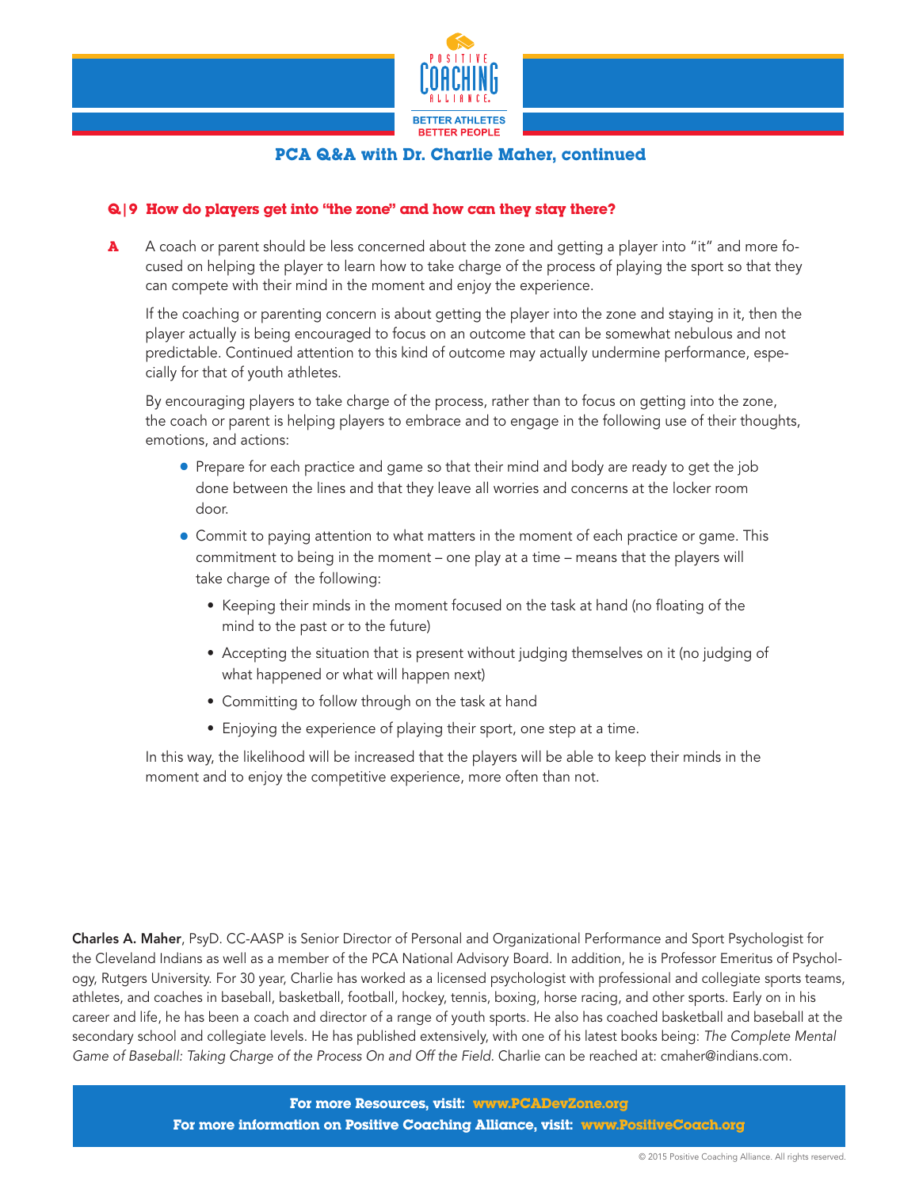## PCA Q&A with Dr. Charlie Maher, continued

### Q|9 How do players get into "the zone" and how can they stay there?

**A** A coach or parent should be less concerned about the zone and getting a player into "it" and more focused on helping the player to learn how to take charge of the process of playing the sport so that they can compete with their mind in the moment and enjoy the experience.

If the coaching or parenting concern is about getting the player into the zone and staying in it, then the player actually is being encouraged to focus on an outcome that can be somewhat nebulous and not predictable. Continued attention to this kind of outcome may actually undermine performance, especially for that of youth athletes.

By encouraging players to take charge of the process, rather than to focus on getting into the zone, the coach or parent is helping players to embrace and to engage in the following use of their thoughts, emotions, and actions:

- Prepare for each practice and game so that their mind and body are ready to get the job done between the lines and that they leave all worries and concerns at the locker room door.
- Commit to paying attention to what matters in the moment of each practice or game. This commitment to being in the moment – one play at a time – means that the players will take charge of the following:
  - Keeping their minds in the moment focused on the task at hand (no floating of the mind to the past or to the future)
  - Accepting the situation that is present without judging themselves on it (no judging of what happened or what will happen next)
  - Committing to follow through on the task at hand
  - Enjoying the experience of playing their sport, one step at a time.

In this way, the likelihood will be increased that the players will be able to keep their minds in the moment and to enjoy the competitive experience, more often than not.

**Charles A. Maher**, PsyD. CC-AASP is Senior Director of Personal and Organizational Performance and Sport Psychologist for the Cleveland Indians as well as a member of the PCA National Advisory Board. In addition, he is Professor Emeritus of Psychology, Rutgers University. For 30 year, Charlie has worked as a licensed psychologist with professional and collegiate sports teams, athletes, and coaches in baseball, basketball, football, hockey, tennis, boxing, horse racing, and other sports. Early on in his career and life, he has been a coach and director of a range of youth sports. He also has coached basketball and baseball at the secondary school and collegiate levels. He has published extensively, with one of his latest books being: *The Complete Mental Game of Baseball: Taking Charge of the Process On and Off the Field.* Charlie can be reached at: cmaher@indians.com.

**For more Resources, visit: www.PCADevZone.org**
**For more information on Positive Coaching Alliance, visit: www.PositiveCoach.org**

© 2015 Positive Coaching Alliance. All rights reserved.